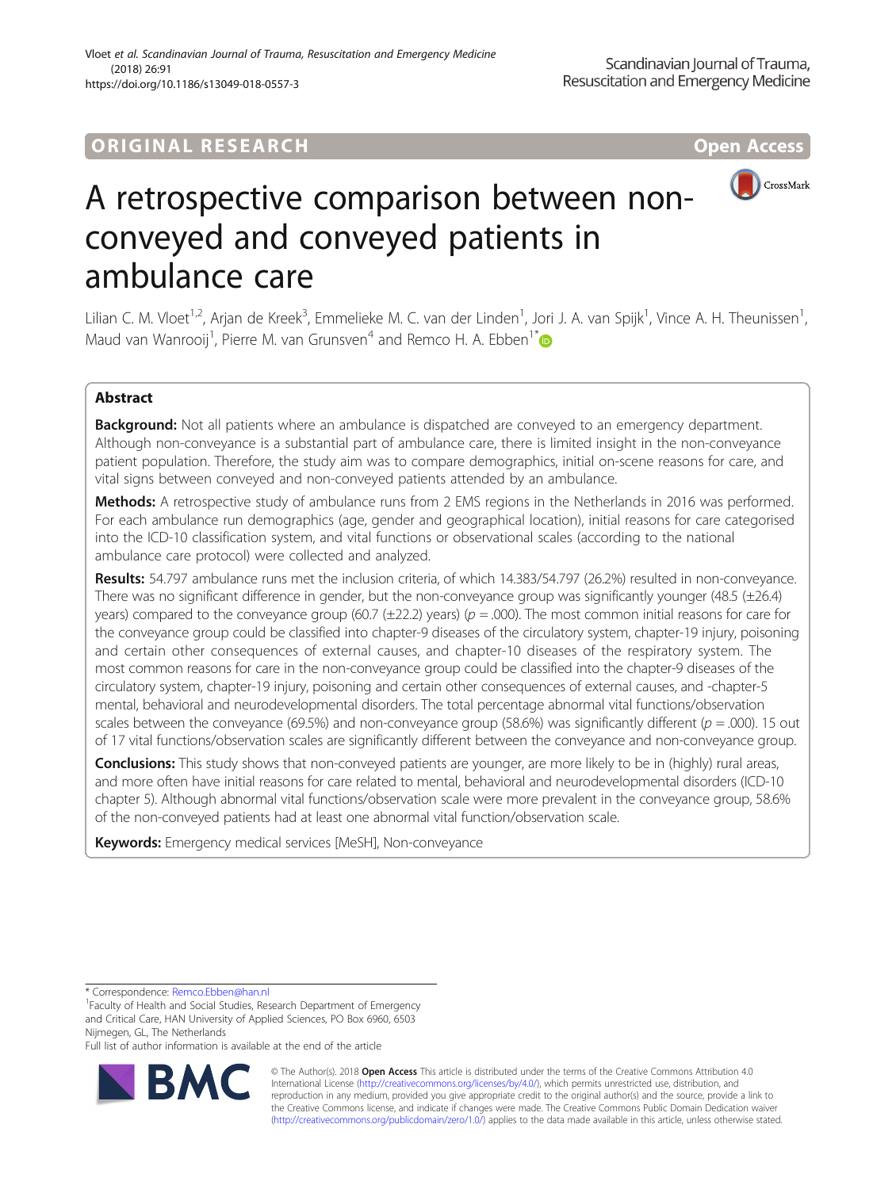ORIGINAL RESEARCH

Open Access

# A retrospective comparison between non-conveyed and conveyed patients in ambulance care

Lilian C. M. Vloet[1,2], Arjan de Kreek[3], Emmelieke M. C. van der Linden[1], Jori J. A. van Spijk[1], Vince A. H. Theunissen[1], Maud van Wanrooij[1], Pierre M. van Grunsven[4] and Remco H. A. Ebben[1*]

## Abstract

**Background:** Not all patients where an ambulance is dispatched are conveyed to an emergency department. Although non-conveyance is a substantial part of ambulance care, there is limited insight in the non-conveyance patient population. Therefore, the study aim was to compare demographics, initial on-scene reasons for care, and vital signs between conveyed and non-conveyed patients attended by an ambulance.

**Methods:** A retrospective study of ambulance runs from 2 EMS regions in the Netherlands in 2016 was performed. For each ambulance run demographics (age, gender and geographical location), initial reasons for care categorised into the ICD-10 classification system, and vital functions or observational scales (according to the national ambulance care protocol) were collected and analyzed.

**Results:** 54.797 ambulance runs met the inclusion criteria, of which 14.383/54.797 (26.2%) resulted in non-conveyance. There was no significant difference in gender, but the non-conveyance group was significantly younger (48.5 (±26.4) years) compared to the conveyance group (60.7 (±22.2) years) ($p = .000$). The most common initial reasons for care for the conveyance group could be classified into chapter-9 diseases of the circulatory system, chapter-19 injury, poisoning and certain other consequences of external causes, and chapter-10 diseases of the respiratory system. The most common reasons for care in the non-conveyance group could be classified into the chapter-9 diseases of the circulatory system, chapter-19 injury, poisoning and certain other consequences of external causes, and -chapter-5 mental, behavioral and neurodevelopmental disorders. The total percentage abnormal vital functions/observation scales between the conveyance (69.5%) and non-conveyance group (58.6%) was significantly different ($p = .000$). 15 out of 17 vital functions/observation scales are significantly different between the conveyance and non-conveyance group.

**Conclusions:** This study shows that non-conveyed patients are younger, are more likely to be in (highly) rural areas, and more often have initial reasons for care related to mental, behavioral and neurodevelopmental disorders (ICD-10 chapter 5). Although abnormal vital functions/observation scale were more prevalent in the conveyance group, 58.6% of the non-conveyed patients had at least one abnormal vital function/observation scale.

**Keywords:** Emergency medical services [MeSH], Non-conveyance

---

* Correspondence: Remco.Ebben@han.nl
[1]Faculty of Health and Social Studies, Research Department of Emergency and Critical Care, HAN University of Applied Sciences, PO Box 6960, 6503 Nijmegen, GL, The Netherlands
Full list of author information is available at the end of the article

© The Author(s). 2018 **Open Access** This article is distributed under the terms of the Creative Commons Attribution 4.0 International License (http://creativecommons.org/licenses/by/4.0/), which permits unrestricted use, distribution, and reproduction in any medium, provided you give appropriate credit to the original author(s) and the source, provide a link to the Creative Commons license, and indicate if changes were made. The Creative Commons Public Domain Dedication waiver (http://creativecommons.org/publicdomain/zero/1.0/) applies to the data made available in this article, unless otherwise stated.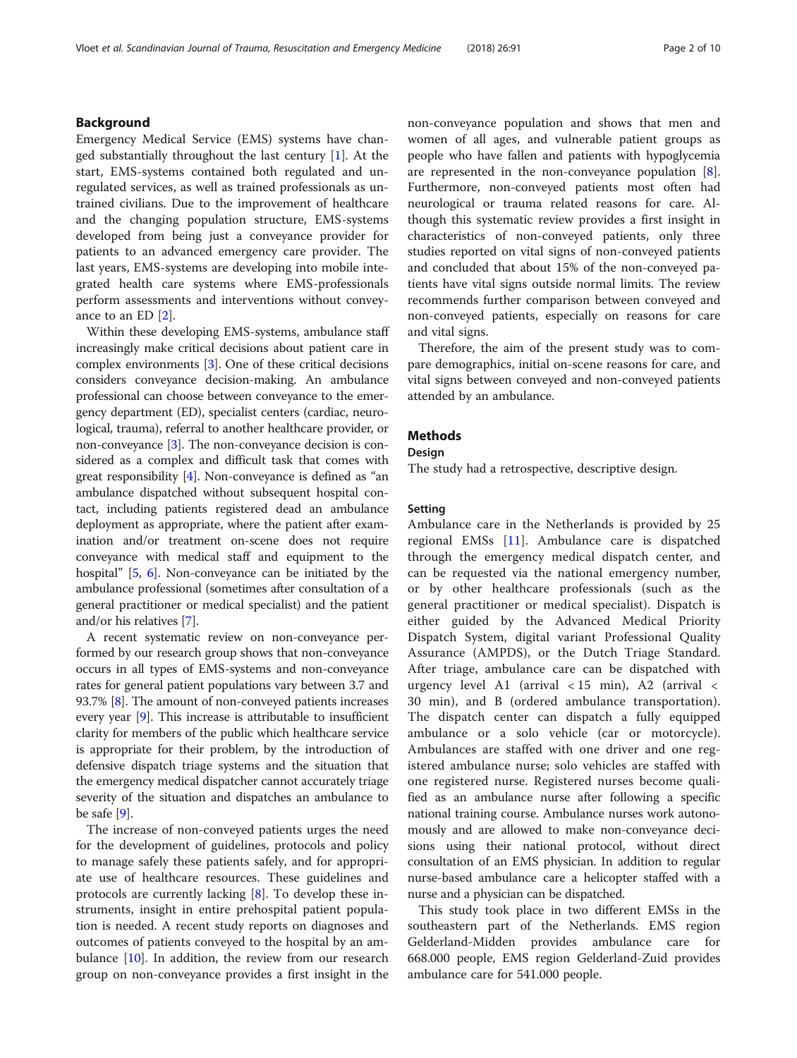## Background

Emergency Medical Service (EMS) systems have changed substantially throughout the last century [1]. At the start, EMS-systems contained both regulated and unregulated services, as well as trained professionals as untrained civilians. Due to the improvement of healthcare and the changing population structure, EMS-systems developed from being just a conveyance provider for patients to an advanced emergency care provider. The last years, EMS-systems are developing into mobile integrated health care systems where EMS-professionals perform assessments and interventions without conveyance to an ED [2].

Within these developing EMS-systems, ambulance staff increasingly make critical decisions about patient care in complex environments [3]. One of these critical decisions considers conveyance decision-making. An ambulance professional can choose between conveyance to the emergency department (ED), specialist centers (cardiac, neurological, trauma), referral to another healthcare provider, or non-conveyance [3]. The non-conveyance decision is considered as a complex and difficult task that comes with great responsibility [4]. Non-conveyance is defined as "an ambulance dispatched without subsequent hospital contact, including patients registered dead an ambulance deployment as appropriate, where the patient after examination and/or treatment on-scene does not require conveyance with medical staff and equipment to the hospital" [5, 6]. Non-conveyance can be initiated by the ambulance professional (sometimes after consultation of a general practitioner or medical specialist) and the patient and/or his relatives [7].

A recent systematic review on non-conveyance performed by our research group shows that non-conveyance occurs in all types of EMS-systems and non-conveyance rates for general patient populations vary between 3.7 and 93.7% [8]. The amount of non-conveyed patients increases every year [9]. This increase is attributable to insufficient clarity for members of the public which healthcare service is appropriate for their problem, by the introduction of defensive dispatch triage systems and the situation that the emergency medical dispatcher cannot accurately triage severity of the situation and dispatches an ambulance to be safe [9].

The increase of non-conveyed patients urges the need for the development of guidelines, protocols and policy to manage safely these patients safely, and for appropriate use of healthcare resources. These guidelines and protocols are currently lacking [8]. To develop these instruments, insight in entire prehospital patient population is needed. A recent study reports on diagnoses and outcomes of patients conveyed to the hospital by an ambulance [10]. In addition, the review from our research group on non-conveyance provides a first insight in the non-conveyance population and shows that men and women of all ages, and vulnerable patient groups as people who have fallen and patients with hypoglycemia are represented in the non-conveyance population [8]. Furthermore, non-conveyed patients most often had neurological or trauma related reasons for care. Although this systematic review provides a first insight in characteristics of non-conveyed patients, only three studies reported on vital signs of non-conveyed patients and concluded that about 15% of the non-conveyed patients have vital signs outside normal limits. The review recommends further comparison between conveyed and non-conveyed patients, especially on reasons for care and vital signs.

Therefore, the aim of the present study was to compare demographics, initial on-scene reasons for care, and vital signs between conveyed and non-conveyed patients attended by an ambulance.

## Methods

### Design

The study had a retrospective, descriptive design.

### Setting

Ambulance care in the Netherlands is provided by 25 regional EMSs [11]. Ambulance care is dispatched through the emergency medical dispatch center, and can be requested via the national emergency number, or by other healthcare professionals (such as the general practitioner or medical specialist). Dispatch is either guided by the Advanced Medical Priority Dispatch System, digital variant Professional Quality Assurance (AMPDS), or the Dutch Triage Standard. After triage, ambulance care can be dispatched with urgency level A1 (arrival < 15 min), A2 (arrival < 30 min), and B (ordered ambulance transportation). The dispatch center can dispatch a fully equipped ambulance or a solo vehicle (car or motorcycle). Ambulances are staffed with one driver and one registered ambulance nurse; solo vehicles are staffed with one registered nurse. Registered nurses become qualified as an ambulance nurse after following a specific national training course. Ambulance nurses work autonomously and are allowed to make non-conveyance decisions using their national protocol, without direct consultation of an EMS physician. In addition to regular nurse-based ambulance care a helicopter staffed with a nurse and a physician can be dispatched.

This study took place in two different EMSs in the southeastern part of the Netherlands. EMS region Gelderland-Midden provides ambulance care for 668.000 people, EMS region Gelderland-Zuid provides ambulance care for 541.000 people.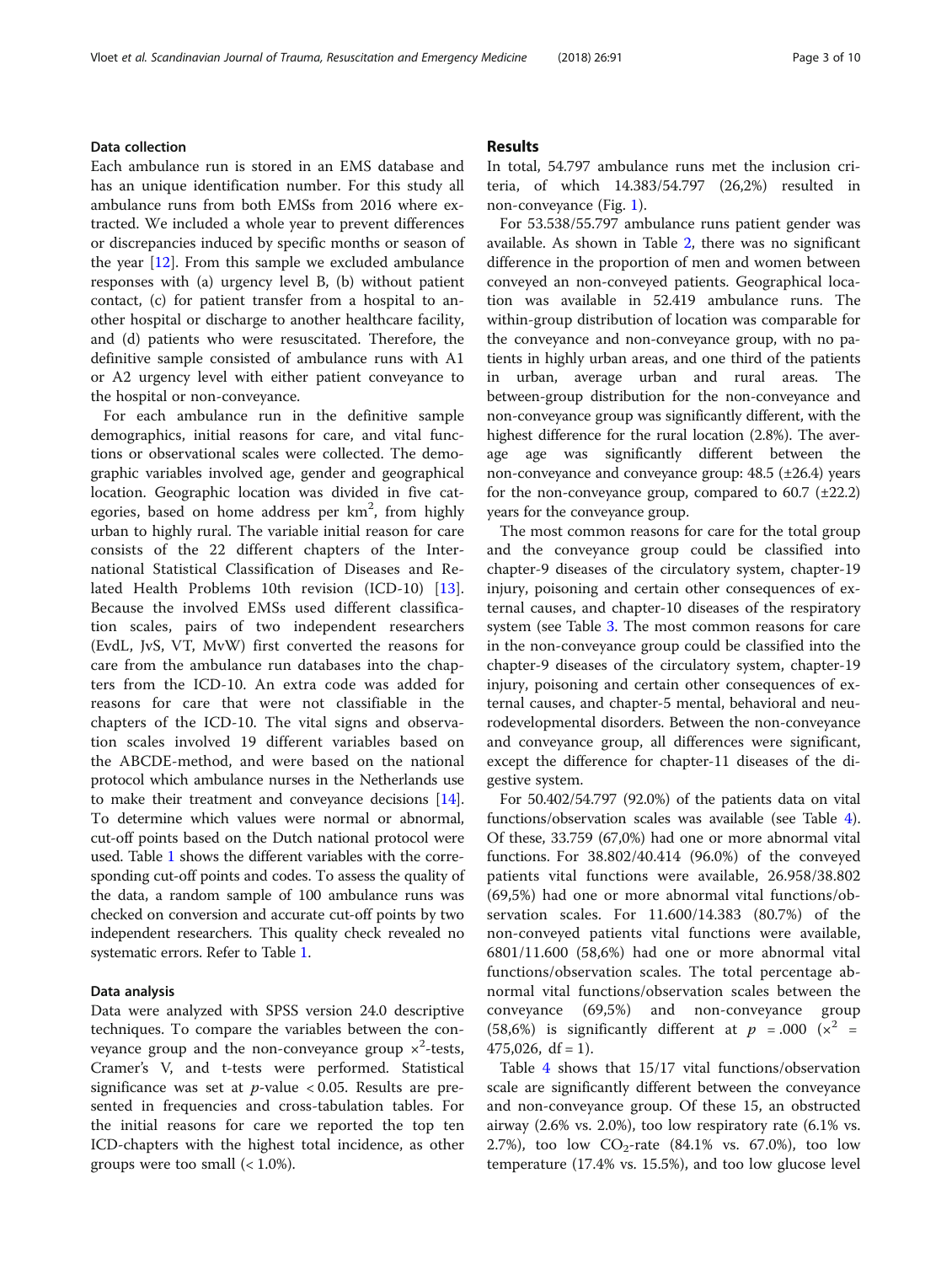### Data collection

Each ambulance run is stored in an EMS database and has an unique identification number. For this study all ambulance runs from both EMSs from 2016 where extracted. We included a whole year to prevent differences or discrepancies induced by specific months or season of the year [12]. From this sample we excluded ambulance responses with (a) urgency level B, (b) without patient contact, (c) for patient transfer from a hospital to another hospital or discharge to another healthcare facility, and (d) patients who were resuscitated. Therefore, the definitive sample consisted of ambulance runs with A1 or A2 urgency level with either patient conveyance to the hospital or non-conveyance.

For each ambulance run in the definitive sample demographics, initial reasons for care, and vital functions or observational scales were collected. The demographic variables involved age, gender and geographical location. Geographic location was divided in five categories, based on home address per km$^2$, from highly urban to highly rural. The variable initial reason for care consists of the 22 different chapters of the International Statistical Classification of Diseases and Related Health Problems 10th revision (ICD-10) [13]. Because the involved EMSs used different classification scales, pairs of two independent researchers (EvdL, JvS, VT, MvW) first converted the reasons for care from the ambulance run databases into the chapters from the ICD-10. An extra code was added for reasons for care that were not classifiable in the chapters of the ICD-10. The vital signs and observation scales involved 19 different variables based on the ABCDE-method, and were based on the national protocol which ambulance nurses in the Netherlands use to make their treatment and conveyance decisions [14]. To determine which values were normal or abnormal, cut-off points based on the Dutch national protocol were used. Table 1 shows the different variables with the corresponding cut-off points and codes. To assess the quality of the data, a random sample of 100 ambulance runs was checked on conversion and accurate cut-off points by two independent researchers. This quality check revealed no systematic errors. Refer to Table 1.

### Data analysis

Data were analyzed with SPSS version 24.0 descriptive techniques. To compare the variables between the conveyance group and the non-conveyance group $x^2$-tests, Cramer's V, and t-tests were performed. Statistical significance was set at $p$-value $< 0.05$. Results are presented in frequencies and cross-tabulation tables. For the initial reasons for care we reported the top ten ICD-chapters with the highest total incidence, as other groups were too small (< 1.0%).

## Results

In total, 54.797 ambulance runs met the inclusion criteria, of which 14.383/54.797 (26,2%) resulted in non-conveyance (Fig. 1).

For 53.538/55.797 ambulance runs patient gender was available. As shown in Table 2, there was no significant difference in the proportion of men and women between conveyed an non-conveyed patients. Geographical location was available in 52.419 ambulance runs. The within-group distribution of location was comparable for the conveyance and non-conveyance group, with no patients in highly urban areas, and one third of the patients in urban, average urban and rural areas. The between-group distribution for the non-conveyance and non-conveyance group was significantly different, with the highest difference for the rural location (2.8%). The average age was significantly different between the non-conveyance and conveyance group: 48.5 (±26.4) years for the non-conveyance group, compared to 60.7 (±22.2) years for the conveyance group.

The most common reasons for care for the total group and the conveyance group could be classified into chapter-9 diseases of the circulatory system, chapter-19 injury, poisoning and certain other consequences of external causes, and chapter-10 diseases of the respiratory system (see Table 3. The most common reasons for care in the non-conveyance group could be classified into the chapter-9 diseases of the circulatory system, chapter-19 injury, poisoning and certain other consequences of external causes, and chapter-5 mental, behavioral and neurodevelopmental disorders. Between the non-conveyance and conveyance group, all differences were significant, except the difference for chapter-11 diseases of the digestive system.

For 50.402/54.797 (92.0%) of the patients data on vital functions/observation scales was available (see Table 4). Of these, 33.759 (67,0%) had one or more abnormal vital functions. For 38.802/40.414 (96.0%) of the conveyed patients vital functions were available, 26.958/38.802 (69,5%) had one or more abnormal vital functions/observation scales. For 11.600/14.383 (80.7%) of the non-conveyed patients vital functions were available, 6801/11.600 (58,6%) had one or more abnormal vital functions/observation scales. The total percentage abnormal vital functions/observation scales between the conveyance (69,5%) and non-conveyance group (58,6%) is significantly different at $p$ = .000 ($x^2$ = 475,026, df = 1).

Table 4 shows that 15/17 vital functions/observation scale are significantly different between the conveyance and non-conveyance group. Of these 15, an obstructed airway (2.6% vs. 2.0%), too low respiratory rate (6.1% vs. 2.7%), too low $CO_2$-rate (84.1% vs. 67.0%), too low temperature (17.4% vs. 15.5%), and too low glucose level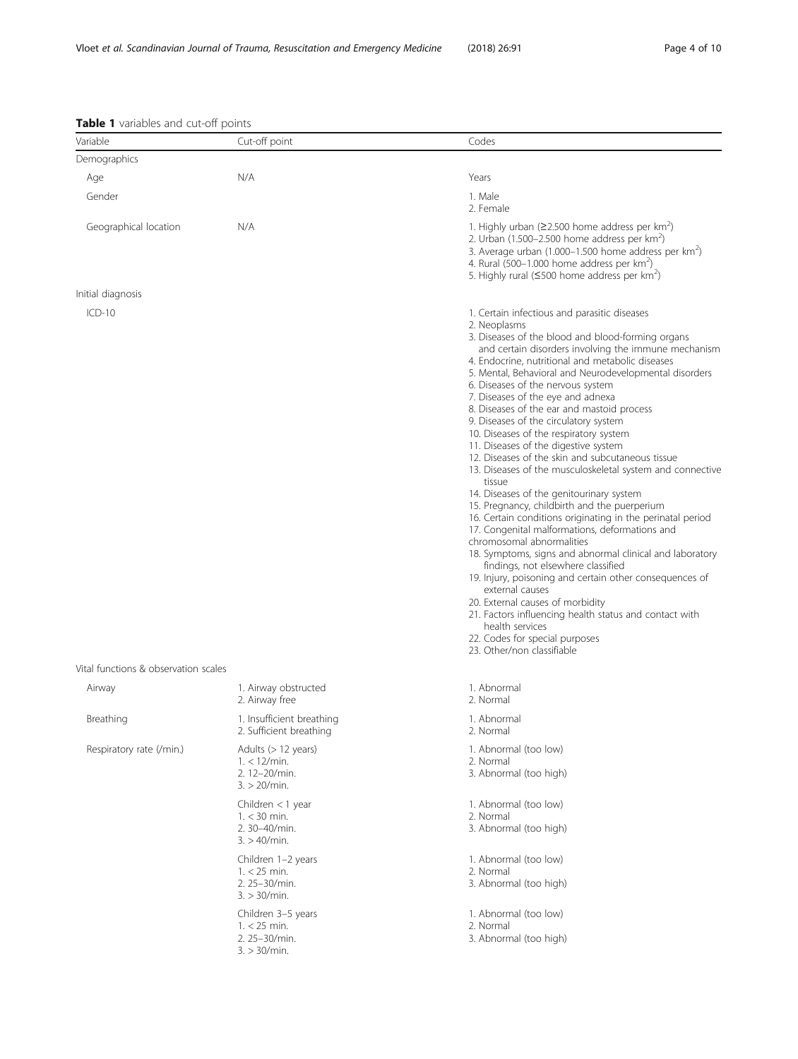**Table 1** variables and cut-off points

| Variable | Cut-off point | Codes |
|---|---|---|
| Demographics | | |
| Age | N/A | Years |
| Gender | | 1. Male<br>2. Female |
| Geographical location | N/A | 1. Highly urban (≥2.500 home address per km$^2$)<br>2. Urban (1.500–2.500 home address per km$^2$)<br>3. Average urban (1.000–1.500 home address per km$^2$)<br>4. Rural (500–1.000 home address per km$^2$)<br>5. Highly rural (≤500 home address per km$^2$) |
| Initial diagnosis | | |
| ICD-10 | | 1. Certain infectious and parasitic diseases<br>2. Neoplasms<br>3. Diseases of the blood and blood-forming organs and certain disorders involving the immune mechanism<br>4. Endocrine, nutritional and metabolic diseases<br>5. Mental, Behavioral and Neurodevelopmental disorders<br>6. Diseases of the nervous system<br>7. Diseases of the eye and adnexa<br>8. Diseases of the ear and mastoid process<br>9. Diseases of the circulatory system<br>10. Diseases of the respiratory system<br>11. Diseases of the digestive system<br>12. Diseases of the skin and subcutaneous tissue<br>13. Diseases of the musculoskeletal system and connective tissue<br>14. Diseases of the genitourinary system<br>15. Pregnancy, childbirth and the puerperium<br>16. Certain conditions originating in the perinatal period<br>17. Congenital malformations, deformations and chromosomal abnormalities<br>18. Symptoms, signs and abnormal clinical and laboratory findings, not elsewhere classified<br>19. Injury, poisoning and certain other consequences of external causes<br>20. External causes of morbidity<br>21. Factors influencing health status and contact with health services<br>22. Codes for special purposes<br>23. Other/non classifiable |
| Vital functions & observation scales | | |
| Airway | 1. Airway obstructed<br>2. Airway free | 1. Abnormal<br>2. Normal |
| Breathing | 1. Insufficient breathing<br>2. Sufficient breathing | 1. Abnormal<br>2. Normal |
| Respiratory rate (/min.) | Adults (> 12 years)<br>1. < 12/min.<br>2. 12–20/min.<br>3. > 20/min. | 1. Abnormal (too low)<br>2. Normal<br>3. Abnormal (too high) |
| | Children < 1 year<br>1. < 30 min.<br>2. 30–40/min.<br>3. > 40/min. | 1. Abnormal (too low)<br>2. Normal<br>3. Abnormal (too high) |
| | Children 1–2 years<br>1. < 25 min.<br>2. 25–30/min.<br>3. > 30/min. | 1. Abnormal (too low)<br>2. Normal<br>3. Abnormal (too high) |
| | Children 3–5 years<br>1. < 25 min.<br>2. 25–30/min.<br>3. > 30/min. | 1. Abnormal (too low)<br>2. Normal<br>3. Abnormal (too high) |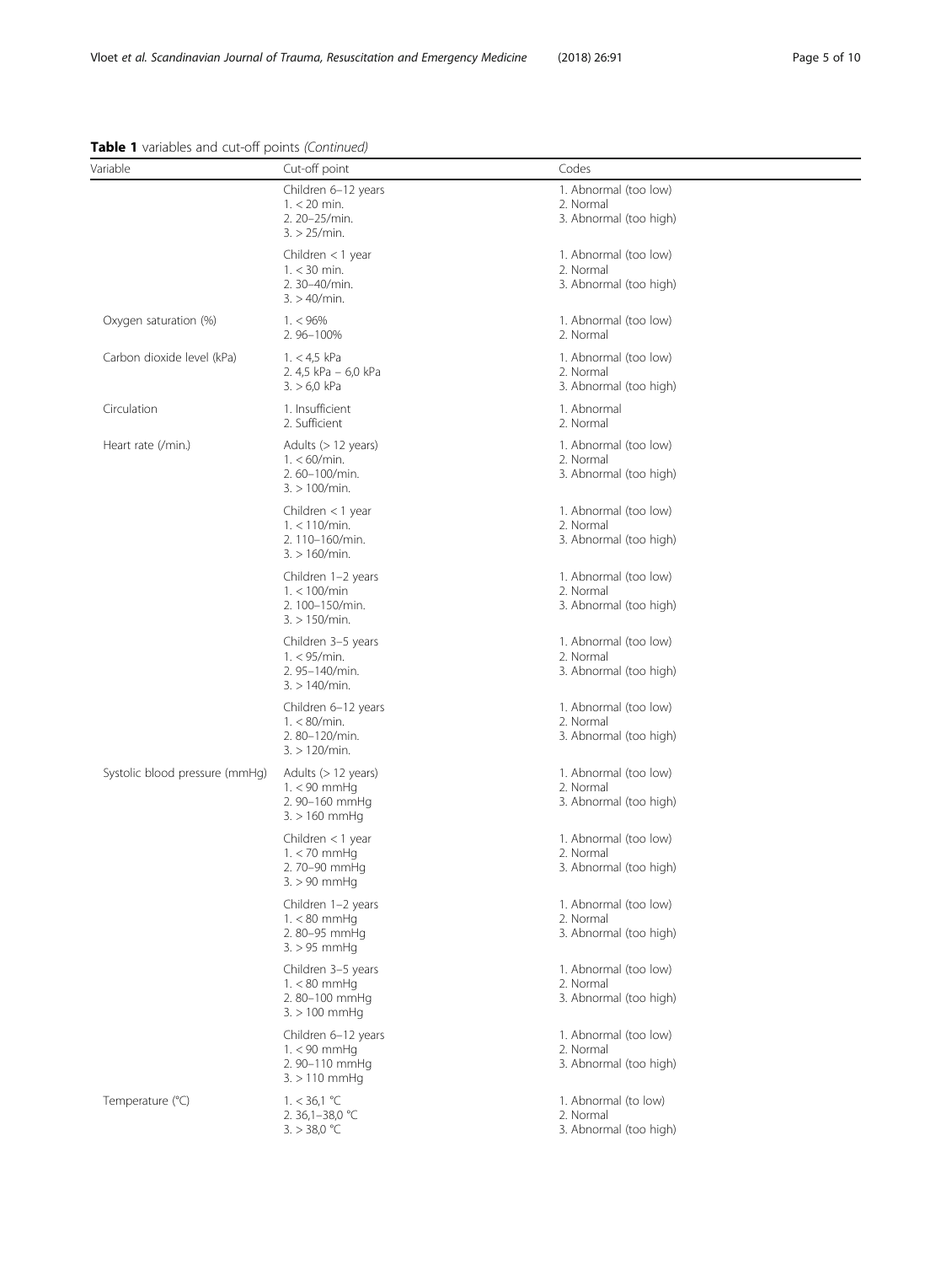**Table 1** variables and cut-off points *(Continued)*

| Variable | Cut-off point | Codes |
|---|---|---|
| | Children 6–12 years<br>1. < 20 min.<br>2. 20–25/min.<br>3. > 25/min. | 1. Abnormal (too low)<br>2. Normal<br>3. Abnormal (too high) |
| | Children < 1 year<br>1. < 30 min.<br>2. 30–40/min.<br>3. > 40/min. | 1. Abnormal (too low)<br>2. Normal<br>3. Abnormal (too high) |
| Oxygen saturation (%) | 1. < 96%<br>2. 96–100% | 1. Abnormal (too low)<br>2. Normal |
| Carbon dioxide level (kPa) | 1. < 4,5 kPa<br>2. 4,5 kPa – 6,0 kPa<br>3. > 6,0 kPa | 1. Abnormal (too low)<br>2. Normal<br>3. Abnormal (too high) |
| Circulation | 1. Insufficient<br>2. Sufficient | 1. Abnormal<br>2. Normal |
| Heart rate (/min.) | Adults (> 12 years)<br>1. < 60/min.<br>2. 60–100/min.<br>3. > 100/min. | 1. Abnormal (too low)<br>2. Normal<br>3. Abnormal (too high) |
| | Children < 1 year<br>1. < 110/min.<br>2. 110–160/min.<br>3. > 160/min. | 1. Abnormal (too low)<br>2. Normal<br>3. Abnormal (too high) |
| | Children 1–2 years<br>1. < 100/min<br>2. 100–150/min.<br>3. > 150/min. | 1. Abnormal (too low)<br>2. Normal<br>3. Abnormal (too high) |
| | Children 3–5 years<br>1. < 95/min.<br>2. 95–140/min.<br>3. > 140/min. | 1. Abnormal (too low)<br>2. Normal<br>3. Abnormal (too high) |
| | Children 6–12 years<br>1. < 80/min.<br>2. 80–120/min.<br>3. > 120/min. | 1. Abnormal (too low)<br>2. Normal<br>3. Abnormal (too high) |
| Systolic blood pressure (mmHg) | Adults (> 12 years)<br>1. < 90 mmHg<br>2. 90–160 mmHg<br>3. > 160 mmHg | 1. Abnormal (too low)<br>2. Normal<br>3. Abnormal (too high) |
| | Children < 1 year<br>1. < 70 mmHg<br>2. 70–90 mmHg<br>3. > 90 mmHg | 1. Abnormal (too low)<br>2. Normal<br>3. Abnormal (too high) |
| | Children 1–2 years<br>1. < 80 mmHg<br>2. 80–95 mmHg<br>3. > 95 mmHg | 1. Abnormal (too low)<br>2. Normal<br>3. Abnormal (too high) |
| | Children 3–5 years<br>1. < 80 mmHg<br>2. 80–100 mmHg<br>3. > 100 mmHg | 1. Abnormal (too low)<br>2. Normal<br>3. Abnormal (too high) |
| | Children 6–12 years<br>1. < 90 mmHg<br>2. 90–110 mmHg<br>3. > 110 mmHg | 1. Abnormal (too low)<br>2. Normal<br>3. Abnormal (too high) |
| Temperature (°C) | 1. < 36,1 °C<br>2. 36,1–38,0 °C<br>3. > 38,0 °C | 1. Abnormal (to low)<br>2. Normal<br>3. Abnormal (too high) |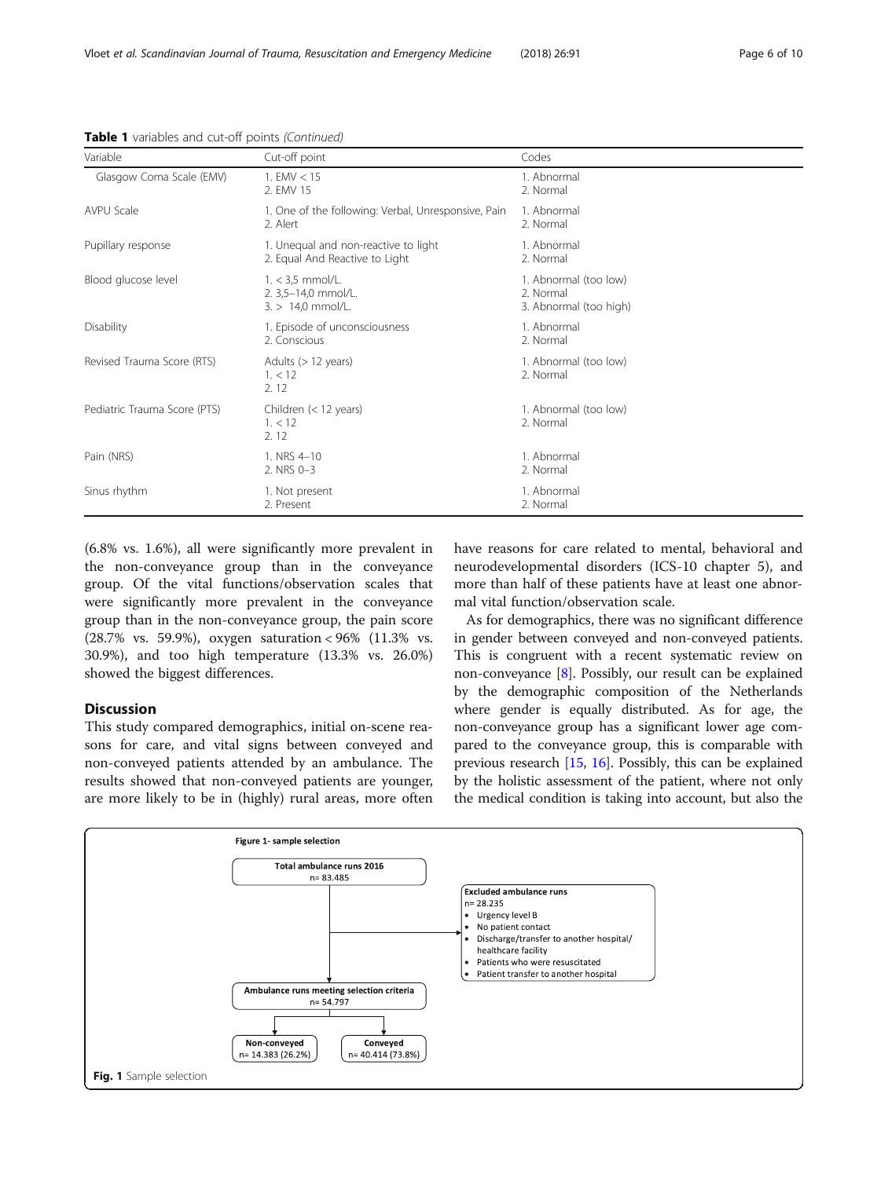**Table 1** variables and cut-off points *(Continued)*

| Variable | Cut-off point | Codes |
| --- | --- | --- |
| Glasgow Coma Scale (EMV) | 1. EMV < 15<br>2. EMV 15 | 1. Abnormal<br>2. Normal |
| AVPU Scale | 1. One of the following: Verbal, Unresponsive, Pain<br>2. Alert | 1. Abnormal<br>2. Normal |
| Pupillary response | 1. Unequal and non-reactive to light<br>2. Equal And Reactive to Light | 1. Abnormal<br>2. Normal |
| Blood glucose level | 1. < 3,5 mmol/L.<br>2. 3,5–14,0 mmol/L.<br>3. > 14,0 mmol/L. | 1. Abnormal (too low)<br>2. Normal<br>3. Abnormal (too high) |
| Disability | 1. Episode of unconsciousness<br>2. Conscious | 1. Abnormal<br>2. Normal |
| Revised Trauma Score (RTS) | Adults (> 12 years)<br>1. < 12<br>2. 12 | 1. Abnormal (too low)<br>2. Normal |
| Pediatric Trauma Score (PTS) | Children (< 12 years)<br>1. < 12<br>2. 12 | 1. Abnormal (too low)<br>2. Normal |
| Pain (NRS) | 1. NRS 4–10<br>2. NRS 0–3 | 1. Abnormal<br>2. Normal |
| Sinus rhythm | 1. Not present<br>2. Present | 1. Abnormal<br>2. Normal |

(6.8% vs. 1.6%), all were significantly more prevalent in the non-conveyance group than in the conveyance group. Of the vital functions/observation scales that were significantly more prevalent in the conveyance group than in the non-conveyance group, the pain score (28.7% vs. 59.9%), oxygen saturation < 96% (11.3% vs. 30.9%), and too high temperature (13.3% vs. 26.0%) showed the biggest differences.

## Discussion

This study compared demographics, initial on-scene reasons for care, and vital signs between conveyed and non-conveyed patients attended by an ambulance. The results showed that non-conveyed patients are younger, are more likely to be in (highly) rural areas, more often have reasons for care related to mental, behavioral and neurodevelopmental disorders (ICS-10 chapter 5), and more than half of these patients have at least one abnormal vital function/observation scale.

As for demographics, there was no significant difference in gender between conveyed and non-conveyed patients. This is congruent with a recent systematic review on non-conveyance [8]. Possibly, our result can be explained by the demographic composition of the Netherlands where gender is equally distributed. As for age, the non-conveyance group has a significant lower age compared to the conveyance group, this is comparable with previous research [15, 16]. Possibly, this can be explained by the holistic assessment of the patient, where not only the medical condition is taking into account, but also the

Figure 1- sample selection

- Total ambulance runs 2016: n= 83.485
- Excluded ambulance runs: n= 28.235
  - Urgency level B
  - No patient contact
  - Discharge/transfer to another hospital/ healthcare facility
  - Patients who were resuscitated
  - Patient transfer to another hospital
- Ambulance runs meeting selection criteria: n= 54.797
  - Non-conveyed: n= 14.383 (26.2%)
  - Conveyed: n= 40.414 (73.8%)

**Fig. 1** Sample selection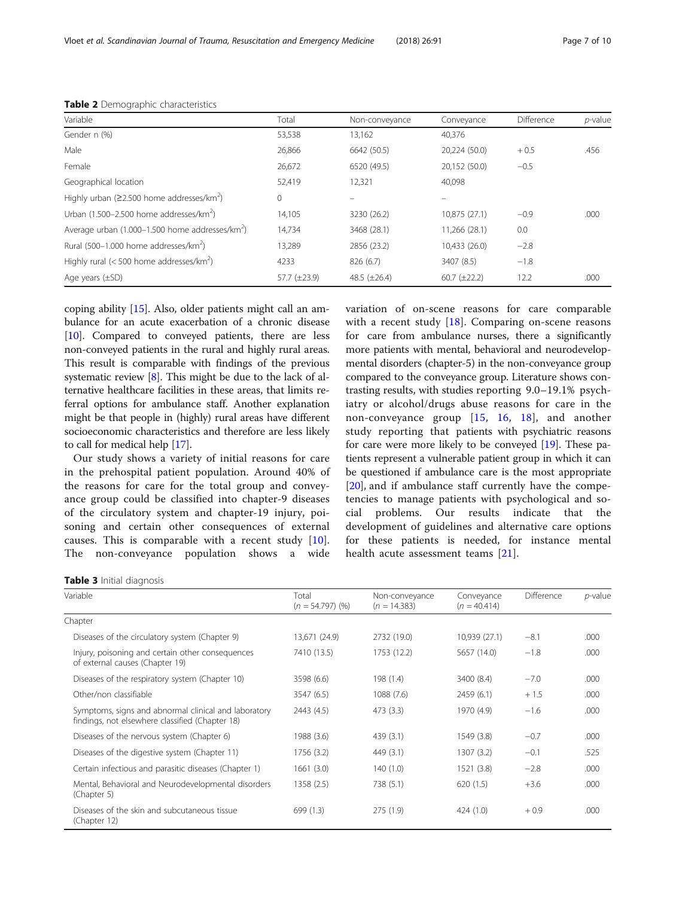**Table 2** Demographic characteristics

| Variable | Total | Non-conveyance | Conveyance | Difference | *p*-value |
|---|---|---|---|---|---|
| Gender n (%) | 53,538 | 13,162 | 40,376 | | |
| Male | 26,866 | 6642 (50.5) | 20,224 (50.0) | + 0.5 | .456 |
| Female | 26,672 | 6520 (49.5) | 20,152 (50.0) | −0.5 | |
| Geographical location | 52,419 | 12,321 | 40,098 | | |
| Highly urban (≥2.500 home addresses/km$^2$) | 0 | – | – | | |
| Urban (1.500–2.500 home addresses/km$^2$) | 14,105 | 3230 (26.2) | 10,875 (27.1) | −0.9 | .000 |
| Average urban (1.000–1.500 home addresses/km$^2$) | 14,734 | 3468 (28.1) | 11,266 (28.1) | 0.0 | |
| Rural (500–1.000 home addresses/km$^2$) | 13,289 | 2856 (23.2) | 10,433 (26.0) | −2.8 | |
| Highly rural (< 500 home addresses/km$^2$) | 4233 | 826 (6.7) | 3407 (8.5) | −1.8 | |
| Age years (±SD) | 57.7 (±23.9) | 48.5 (±26.4) | 60.7 (±22.2) | 12.2 | .000 |

coping ability [15]. Also, older patients might call an ambulance for an acute exacerbation of a chronic disease [10]. Compared to conveyed patients, there are less non-conveyed patients in the rural and highly rural areas. This result is comparable with findings of the previous systematic review [8]. This might be due to the lack of alternative healthcare facilities in these areas, that limits referral options for ambulance staff. Another explanation might be that people in (highly) rural areas have different socioeconomic characteristics and therefore are less likely to call for medical help [17].

Our study shows a variety of initial reasons for care in the prehospital patient population. Around 40% of the reasons for care for the total group and conveyance group could be classified into chapter-9 diseases of the circulatory system and chapter-19 injury, poisoning and certain other consequences of external causes. This is comparable with a recent study [10]. The non-conveyance population shows a wide variation of on-scene reasons for care comparable with a recent study [18]. Comparing on-scene reasons for care from ambulance nurses, there a significantly more patients with mental, behavioral and neurodevelopmental disorders (chapter-5) in the non-conveyance group compared to the conveyance group. Literature shows contrasting results, with studies reporting 9.0–19.1% psychiatry or alcohol/drugs abuse reasons for care in the non-conveyance group [15, 16, 18], and another study reporting that patients with psychiatric reasons for care were more likely to be conveyed [19]. These patients represent a vulnerable patient group in which it can be questioned if ambulance care is the most appropriate [20], and if ambulance staff currently have the competencies to manage patients with psychological and social problems. Our results indicate that the development of guidelines and alternative care options for these patients is needed, for instance mental health acute assessment teams [21].

**Table 3** Initial diagnosis

| Variable | Total ($n$ = 54.797) (%) | Non-conveyance ($n$ = 14.383) | Conveyance ($n$ = 40.414) | Difference | *p*-value |
|---|---|---|---|---|---|
| Chapter | | | | | |
| Diseases of the circulatory system (Chapter 9) | 13,671 (24.9) | 2732 (19.0) | 10,939 (27.1) | −8.1 | .000 |
| Injury, poisoning and certain other consequences of external causes (Chapter 19) | 7410 (13.5) | 1753 (12.2) | 5657 (14.0) | −1.8 | .000 |
| Diseases of the respiratory system (Chapter 10) | 3598 (6.6) | 198 (1.4) | 3400 (8.4) | −7.0 | .000 |
| Other/non classifiable | 3547 (6.5) | 1088 (7.6) | 2459 (6.1) | + 1.5 | .000 |
| Symptoms, signs and abnormal clinical and laboratory findings, not elsewhere classified (Chapter 18) | 2443 (4.5) | 473 (3.3) | 1970 (4.9) | −1.6 | .000 |
| Diseases of the nervous system (Chapter 6) | 1988 (3.6) | 439 (3.1) | 1549 (3.8) | −0.7 | .000 |
| Diseases of the digestive system (Chapter 11) | 1756 (3.2) | 449 (3.1) | 1307 (3.2) | −0.1 | .525 |
| Certain infectious and parasitic diseases (Chapter 1) | 1661 (3.0) | 140 (1.0) | 1521 (3.8) | −2.8 | .000 |
| Mental, Behavioral and Neurodevelopmental disorders (Chapter 5) | 1358 (2.5) | 738 (5.1) | 620 (1.5) | +3.6 | .000 |
| Diseases of the skin and subcutaneous tissue (Chapter 12) | 699 (1.3) | 275 (1.9) | 424 (1.0) | + 0.9 | .000 |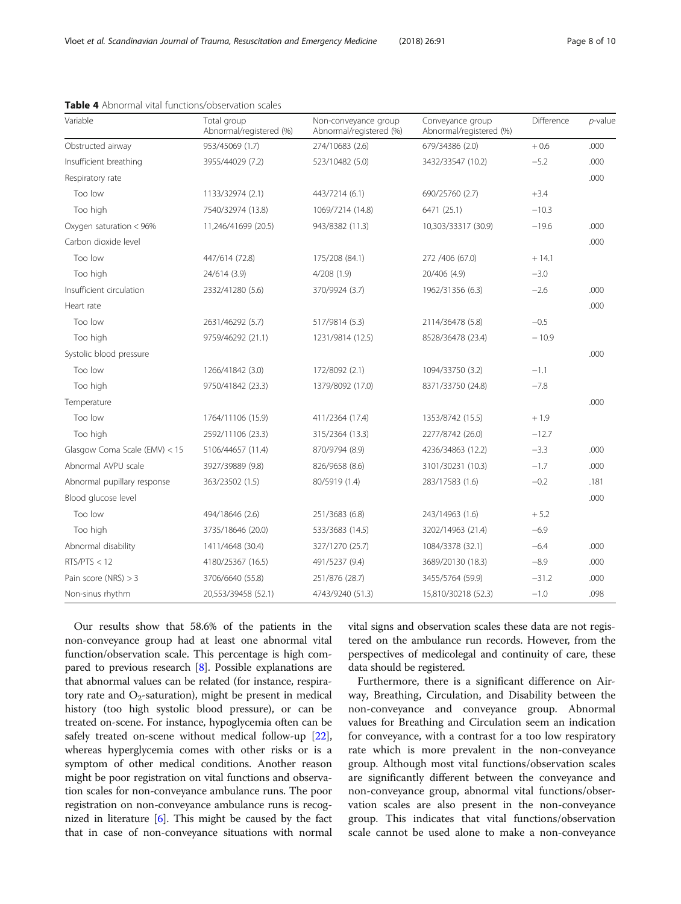**Table 4** Abnormal vital functions/observation scales

| Variable | Total group Abnormal/registered (%) | Non-conveyance group Abnormal/registered (%) | Conveyance group Abnormal/registered (%) | Difference | *p*-value |
|---|---|---|---|---|---|
| Obstructed airway | 953/45069 (1.7) | 274/10683 (2.6) | 679/34386 (2.0) | + 0.6 | .000 |
| Insufficient breathing | 3955/44029 (7.2) | 523/10482 (5.0) | 3432/33547 (10.2) | −5.2 | .000 |
| Respiratory rate | | | | | .000 |
| Too low | 1133/32974 (2.1) | 443/7214 (6.1) | 690/25760 (2.7) | +3.4 | |
| Too high | 7540/32974 (13.8) | 1069/7214 (14.8) | 6471 (25.1) | −10.3 | |
| Oxygen saturation < 96% | 11,246/41699 (20.5) | 943/8382 (11.3) | 10,303/33317 (30.9) | −19.6 | .000 |
| Carbon dioxide level | | | | | .000 |
| Too low | 447/614 (72.8) | 175/208 (84.1) | 272 /406 (67.0) | + 14.1 | |
| Too high | 24/614 (3.9) | 4/208 (1.9) | 20/406 (4.9) | −3.0 | |
| Insufficient circulation | 2332/41280 (5.6) | 370/9924 (3.7) | 1962/31356 (6.3) | −2.6 | .000 |
| Heart rate | | | | | .000 |
| Too low | 2631/46292 (5.7) | 517/9814 (5.3) | 2114/36478 (5.8) | −0.5 | |
| Too high | 9759/46292 (21.1) | 1231/9814 (12.5) | 8528/36478 (23.4) | − 10.9 | |
| Systolic blood pressure | | | | | .000 |
| Too low | 1266/41842 (3.0) | 172/8092 (2.1) | 1094/33750 (3.2) | −1.1 | |
| Too high | 9750/41842 (23.3) | 1379/8092 (17.0) | 8371/33750 (24.8) | −7.8 | |
| Temperature | | | | | .000 |
| Too low | 1764/11106 (15.9) | 411/2364 (17.4) | 1353/8742 (15.5) | + 1.9 | |
| Too high | 2592/11106 (23.3) | 315/2364 (13.3) | 2277/8742 (26.0) | −12.7 | |
| Glasgow Coma Scale (EMV) < 15 | 5106/44657 (11.4) | 870/9794 (8.9) | 4236/34863 (12.2) | −3.3 | .000 |
| Abnormal AVPU scale | 3927/39889 (9.8) | 826/9658 (8.6) | 3101/30231 (10.3) | −1.7 | .000 |
| Abnormal pupillary response | 363/23502 (1.5) | 80/5919 (1.4) | 283/17583 (1.6) | −0.2 | .181 |
| Blood glucose level | | | | | .000 |
| Too low | 494/18646 (2.6) | 251/3683 (6.8) | 243/14963 (1.6) | + 5.2 | |
| Too high | 3735/18646 (20.0) | 533/3683 (14.5) | 3202/14963 (21.4) | −6.9 | |
| Abnormal disability | 1411/4648 (30.4) | 327/1270 (25.7) | 1084/3378 (32.1) | −6.4 | .000 |
| RTS/PTS < 12 | 4180/25367 (16.5) | 491/5237 (9.4) | 3689/20130 (18.3) | −8.9 | .000 |
| Pain score (NRS) > 3 | 3706/6640 (55.8) | 251/876 (28.7) | 3455/5764 (59.9) | −31.2 | .000 |
| Non-sinus rhythm | 20,553/39458 (52.1) | 4743/9240 (51.3) | 15,810/30218 (52.3) | −1.0 | .098 |

Our results show that 58.6% of the patients in the non-conveyance group had at least one abnormal vital function/observation scale. This percentage is high compared to previous research [8]. Possible explanations are that abnormal values can be related (for instance, respiratory rate and $O_2$-saturation), might be present in medical history (too high systolic blood pressure), or can be treated on-scene. For instance, hypoglycemia often can be safely treated on-scene without medical follow-up [22], whereas hyperglycemia comes with other risks or is a symptom of other medical conditions. Another reason might be poor registration on vital functions and observation scales for non-conveyance ambulance runs. The poor registration on non-conveyance ambulance runs is recognized in literature [6]. This might be caused by the fact that in case of non-conveyance situations with normal vital signs and observation scales these data are not registered on the ambulance run records. However, from the perspectives of medicolegal and continuity of care, these data should be registered.

Furthermore, there is a significant difference on Airway, Breathing, Circulation, and Disability between the non-conveyance and conveyance group. Abnormal values for Breathing and Circulation seem an indication for conveyance, with a contrast for a too low respiratory rate which is more prevalent in the non-conveyance group. Although most vital functions/observation scales are significantly different between the conveyance and non-conveyance group, abnormal vital functions/observation scales are also present in the non-conveyance group. This indicates that vital functions/observation scale cannot be used alone to make a non-conveyance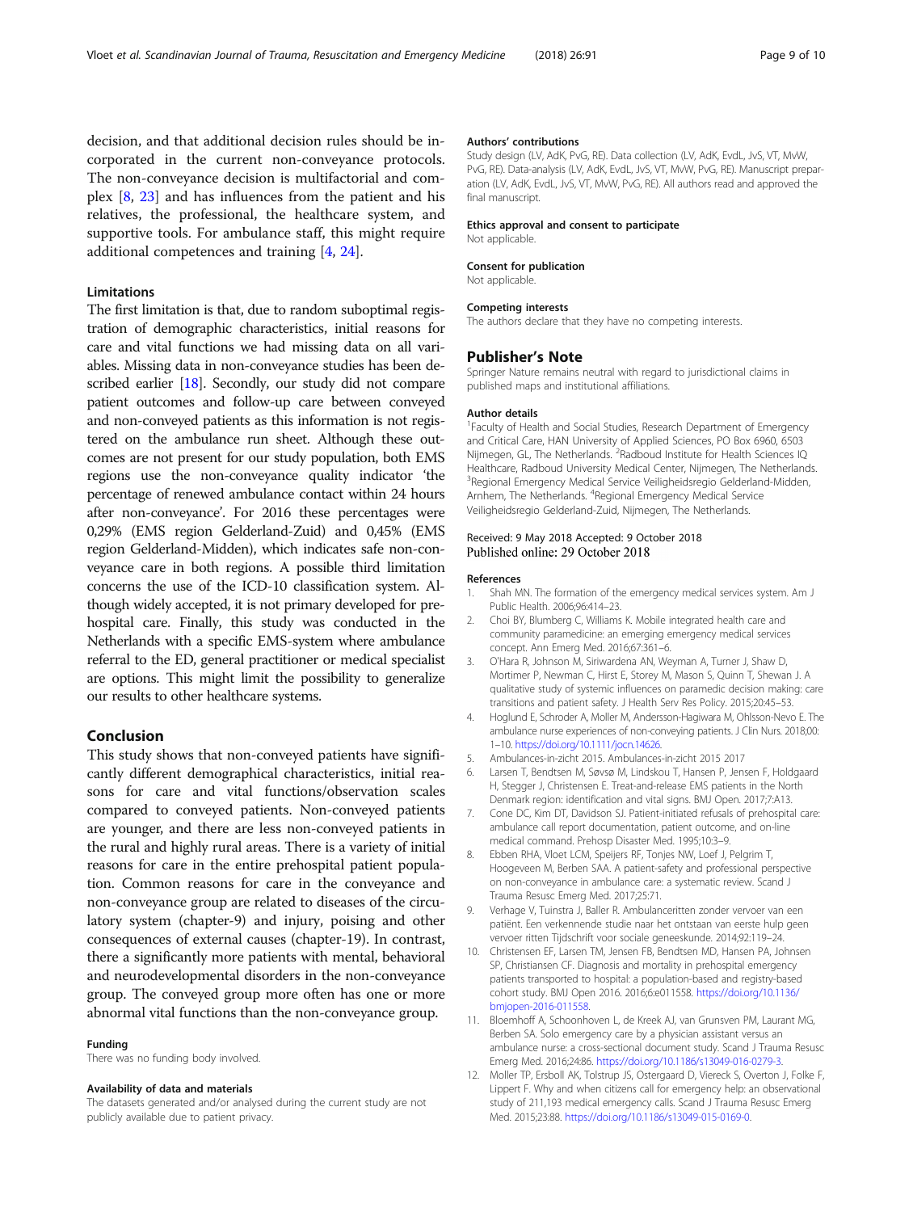decision, and that additional decision rules should be incorporated in the current non-conveyance protocols. The non-conveyance decision is multifactorial and complex [8, 23] and has influences from the patient and his relatives, the professional, the healthcare system, and supportive tools. For ambulance staff, this might require additional competences and training [4, 24].

### Limitations

The first limitation is that, due to random suboptimal registration of demographic characteristics, initial reasons for care and vital functions we had missing data on all variables. Missing data in non-conveyance studies has been described earlier [18]. Secondly, our study did not compare patient outcomes and follow-up care between conveyed and non-conveyed patients as this information is not registered on the ambulance run sheet. Although these outcomes are not present for our study population, both EMS regions use the non-conveyance quality indicator 'the percentage of renewed ambulance contact within 24 hours after non-conveyance'. For 2016 these percentages were 0,29% (EMS region Gelderland-Zuid) and 0,45% (EMS region Gelderland-Midden), which indicates safe non-conveyance care in both regions. A possible third limitation concerns the use of the ICD-10 classification system. Although widely accepted, it is not primary developed for prehospital care. Finally, this study was conducted in the Netherlands with a specific EMS-system where ambulance referral to the ED, general practitioner or medical specialist are options. This might limit the possibility to generalize our results to other healthcare systems.

## Conclusion

This study shows that non-conveyed patients have significantly different demographical characteristics, initial reasons for care and vital functions/observation scales compared to conveyed patients. Non-conveyed patients are younger, and there are less non-conveyed patients in the rural and highly rural areas. There is a variety of initial reasons for care in the entire prehospital patient population. Common reasons for care in the conveyance and non-conveyance group are related to diseases of the circulatory system (chapter-9) and injury, poising and other consequences of external causes (chapter-19). In contrast, there a significantly more patients with mental, behavioral and neurodevelopmental disorders in the non-conveyance group. The conveyed group more often has one or more abnormal vital functions than the non-conveyance group.

#### Funding

There was no funding body involved.

#### Availability of data and materials

The datasets generated and/or analysed during the current study are not publicly available due to patient privacy.

#### Authors' contributions

Study design (LV, AdK, PvG, RE). Data collection (LV, AdK, EvdL, JvS, VT, MvW, PvG, RE). Data-analysis (LV, AdK, EvdL, JvS, VT, MvW, PvG, RE). Manuscript preparation (LV, AdK, EvdL, JvS, VT, MvW, PvG, RE). All authors read and approved the final manuscript.

#### Ethics approval and consent to participate

Not applicable.

#### Consent for publication

Not applicable.

#### Competing interests

The authors declare that they have no competing interests.

## Publisher's Note

Springer Nature remains neutral with regard to jurisdictional claims in published maps and institutional affiliations.

#### Author details

[1]Faculty of Health and Social Studies, Research Department of Emergency and Critical Care, HAN University of Applied Sciences, PO Box 6960, 6503 Nijmegen, GL, The Netherlands. [2]Radboud Institute for Health Sciences IQ Healthcare, Radboud University Medical Center, Nijmegen, The Netherlands. [3]Regional Emergency Medical Service Veiligheidsregio Gelderland-Midden, Arnhem, The Netherlands. [4]Regional Emergency Medical Service Veiligheidsregio Gelderland-Zuid, Nijmegen, The Netherlands.

Received: 9 May 2018 Accepted: 9 October 2018
Published online: 29 October 2018

#### References

1. Shah MN. The formation of the emergency medical services system. Am J Public Health. 2006;96:414–23.
2. Choi BY, Blumberg C, Williams K. Mobile integrated health care and community paramedicine: an emerging emergency medical services concept. Ann Emerg Med. 2016;67:361–6.
3. O'Hara R, Johnson M, Siriwardena AN, Weyman A, Turner J, Shaw D, Mortimer P, Newman C, Hirst E, Storey M, Mason S, Quinn T, Shewan J. A qualitative study of systemic influences on paramedic decision making: care transitions and patient safety. J Health Serv Res Policy. 2015;20:45–53.
4. Hoglund E, Schroder A, Moller M, Andersson-Hagiwara M, Ohlsson-Nevo E. The ambulance nurse experiences of non-conveying patients. J Clin Nurs. 2018;00:1–10. https://doi.org/10.1111/jocn.14626.
5. Ambulances-in-zicht 2015. Ambulances-in-zicht 2015 2017
6. Larsen T, Bendtsen M, Søvsø M, Lindskou T, Hansen P, Jensen F, Holdgaard H, Stegger J, Christensen E. Treat-and-release EMS patients in the North Denmark region: identification and vital signs. BMJ Open. 2017;7:A13.
7. Cone DC, Kim DT, Davidson SJ. Patient-initiated refusals of prehospital care: ambulance call report documentation, patient outcome, and on-line medical command. Prehosp Disaster Med. 1995;10:3–9.
8. Ebben RHA, Vloet LCM, Speijers RF, Tonjes NW, Loef J, Pelgrim T, Hoogeveen M, Berben SAA. A patient-safety and professional perspective on non-conveyance in ambulance care: a systematic review. Scand J Trauma Resusc Emerg Med. 2017;25:71.
9. Verhage V, Tuinstra J, Baller R. Ambulanceritten zonder vervoer van een patiënt. Een verkennende studie naar het ontstaan van eerste hulp geen vervoer ritten Tijdschrift voor sociale geneeskunde. 2014;92:119–24.
10. Christensen EF, Larsen TM, Jensen FB, Bendtsen MD, Hansen PA, Johnsen SP, Christiansen CF. Diagnosis and mortality in prehospital emergency patients transported to hospital: a population-based and registry-based cohort study. BMJ Open 2016. 2016;6:e011558. https://doi.org/10.1136/bmjopen-2016-011558.
11. Bloemhoff A, Schoonhoven L, de Kreek AJ, van Grunsven PM, Laurant MG, Berben SA. Solo emergency care by a physician assistant versus an ambulance nurse: a cross-sectional document study. Scand J Trauma Resusc Emerg Med. 2016;24:86. https://doi.org/10.1186/s13049-016-0279-3.
12. Moller TP, Ersboll AK, Tolstrup JS, Ostergaard D, Viereck S, Overton J, Folke F, Lippert F. Why and when citizens call for emergency help: an observational study of 211,193 medical emergency calls. Scand J Trauma Resusc Emerg Med. 2015;23:88. https://doi.org/10.1186/s13049-015-0169-0.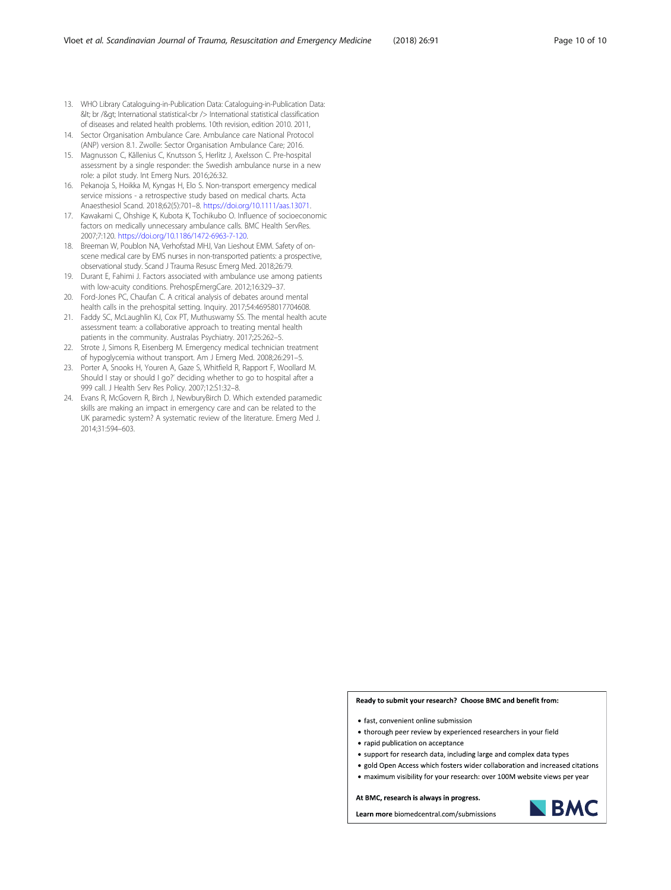13. WHO Library Cataloguing-in-Publication Data: Cataloguing-in-Publication Data: &lt; br /&gt; International statistical<br /> International statistical classification of diseases and related health problems. 10th revision, edition 2010. 2011,
14. Sector Organisation Ambulance Care. Ambulance care National Protocol (ANP) version 8.1. Zwolle: Sector Organisation Ambulance Care; 2016.
15. Magnusson C, Källenius C, Knutsson S, Herlitz J, Axelsson C. Pre-hospital assessment by a single responder: the Swedish ambulance nurse in a new role: a pilot study. Int Emerg Nurs. 2016;26:32.
16. Pekanoja S, Hoikka M, Kyngas H, Elo S. Non-transport emergency medical service missions - a retrospective study based on medical charts. Acta Anaesthesiol Scand. 2018;62(5):701–8. https://doi.org/10.1111/aas.13071.
17. Kawakami C, Ohshige K, Kubota K, Tochikubo O. Influence of socioeconomic factors on medically unnecessary ambulance calls. BMC Health ServRes. 2007;7:120. https://doi.org/10.1186/1472-6963-7-120.
18. Breeman W, Poublon NA, Verhofstad MHJ, Van Lieshout EMM. Safety of on-scene medical care by EMS nurses in non-transported patients: a prospective, observational study. Scand J Trauma Resusc Emerg Med. 2018;26:79.
19. Durant E, Fahimi J. Factors associated with ambulance use among patients with low-acuity conditions. PrehospEmergCare. 2012;16:329–37.
20. Ford-Jones PC, Chaufan C. A critical analysis of debates around mental health calls in the prehospital setting. Inquiry. 2017;54:46958017704608.
21. Faddy SC, McLaughlin KJ, Cox PT, Muthuswamy SS. The mental health acute assessment team: a collaborative approach to treating mental health patients in the community. Australas Psychiatry. 2017;25:262–5.
22. Strote J, Simons R, Eisenberg M. Emergency medical technician treatment of hypoglycemia without transport. Am J Emerg Med. 2008;26:291–5.
23. Porter A, Snooks H, Youren A, Gaze S, Whitfield R, Rapport F, Woollard M. Should I stay or should I go?' deciding whether to go to hospital after a 999 call. J Health Serv Res Policy. 2007;12:S1:32–8.
24. Evans R, McGovern R, Birch J, NewburyBirch D. Which extended paramedic skills are making an impact in emergency care and can be related to the UK paramedic system? A systematic review of the literature. Emerg Med J. 2014;31:594–603.

**Ready to submit your research? Choose BMC and benefit from:**

- fast, convenient online submission
- thorough peer review by experienced researchers in your field
- rapid publication on acceptance
- support for research data, including large and complex data types
- gold Open Access which fosters wider collaboration and increased citations
- maximum visibility for your research: over 100M website views per year

**At BMC, research is always in progress.**

**Learn more** biomedcentral.com/submissions

BMC